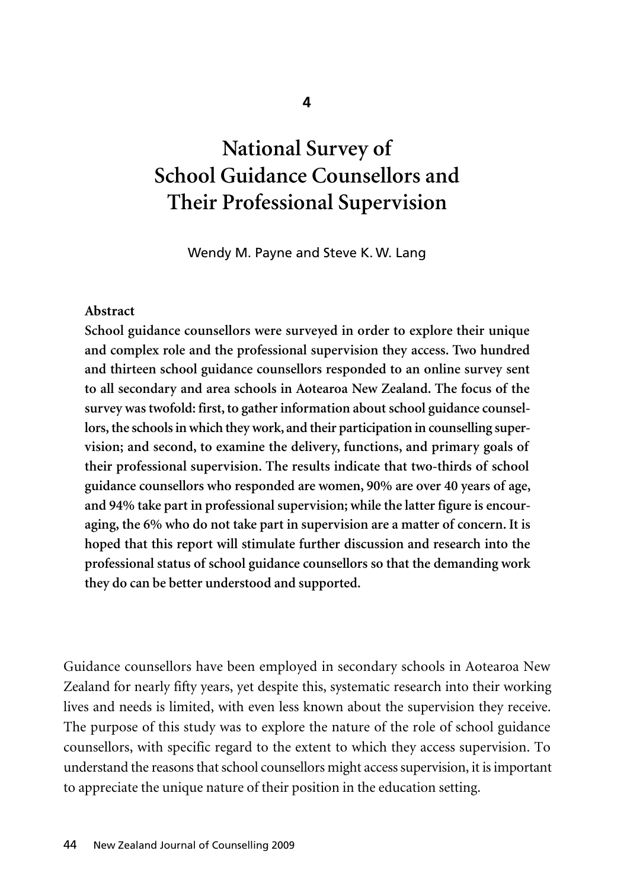4

# National Survey of School Guidance Counsellors and Their Professional Supervision

Wendy M. Payne and Steve K. W. Lang

**Abstract**

**School guidance counsellors were surveyed in order to explore their unique and complex role and the professional supervision they access. Two hundred and thirteen school guidance counsellors responded to an online survey sent to all secondary and area schools in Aotearoa New Zealand. The focus of the survey was twofold: first, to gather information about school guidance counsellors, the schools in which they work, and their participation in counselling supervision; and second, to examine the delivery, functions, and primary goals of their professional supervision. The results indicate that two-thirds of school guidance counsellors who responded are women, 90% are over 40 years of age, and 94% take part in professional supervision; while the latter figure is encouraging, the 6% who do not take part in supervision are a matter of concern. It is hoped that this report will stimulate further discussion and research into the professional status of school guidance counsellors so that the demanding work they do can be better understood and supported.**

Guidance counsellors have been employed in secondary schools in Aotearoa New Zealand for nearly fifty years, yet despite this, systematic research into their working lives and needs is limited, with even less known about the supervision they receive. The purpose of this study was to explore the nature of the role of school guidance counsellors, with specific regard to the extent to which they access supervision. To understand the reasons that school counsellors might access supervision, it is important to appreciate the unique nature of their position in the education setting.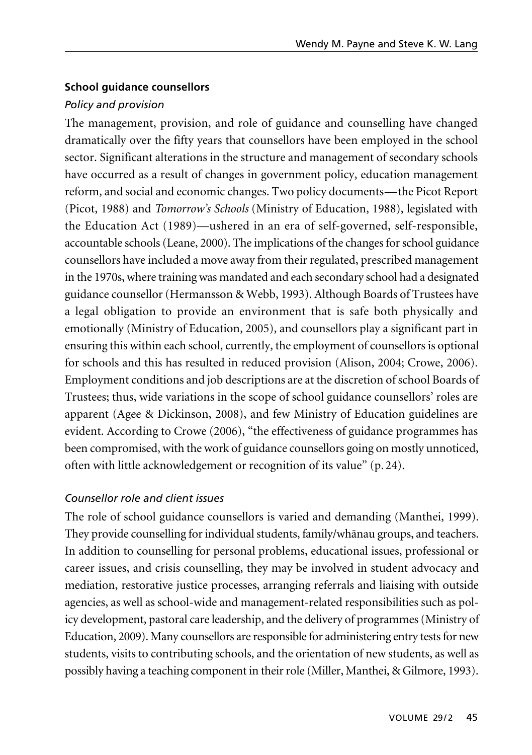### School guidance counsellors

#### *Policy and provision*

The management, provision, and role of guidance and counselling have changed dramatically over the fifty years that counsellors have been employed in the school sector. Significant alterations in the structure and management of secondary schools have occurred as a result of changes in government policy, education management reform, and social and economic changes. Two policy documents—the Picot Report (Picot, 1988) and *Tomorrow's Schools* (Ministry of Education, 1988), legislated with the Education Act (1989)—ushered in an era of self-governed, self-responsible, accountable schools (Leane, 2000). The implications of the changes for school guidance counsellors have included a move away from their regulated, prescribed management in the 1970s, where training was mandated and each secondary school had a designated guidance counsellor (Hermansson & Webb, 1993). Although Boards of Trustees have a legal obligation to provide an environment that is safe both physically and emotionally (Ministry of Education, 2005), and counsellors play a significant part in ensuring this within each school, currently, the employment of counsellors is optional for schools and this has resulted in reduced provision (Alison, 2004; Crowe, 2006). Employment conditions and job descriptions are at the discretion of school Boards of Trustees; thus, wide variations in the scope of school guidance counsellors' roles are apparent (Agee & Dickinson, 2008), and few Ministry of Education guidelines are evident. According to Crowe (2006), "the effectiveness of guidance programmes has been compromised, with the work of guidance counsellors going on mostly unnoticed, often with little acknowledgement or recognition of its value" (p. 24).

#### *Counsellor role and client issues*

The role of school guidance counsellors is varied and demanding (Manthei, 1999). They provide counselling for individual students, family/whānau groups, and teachers. In addition to counselling for personal problems, educational issues, professional or career issues, and crisis counselling, they may be involved in student advocacy and mediation, restorative justice processes, arranging referrals and liaising with outside agencies, as well as school-wide and management-related responsibilities such as policy development, pastoral care leadership, and the delivery of programmes (Ministry of Education, 2009). Many counsellors are responsible for administering entry tests for new students, visits to contributing schools, and the orientation of new students, as well as possibly having a teaching component in their role (Miller, Manthei, & Gilmore, 1993).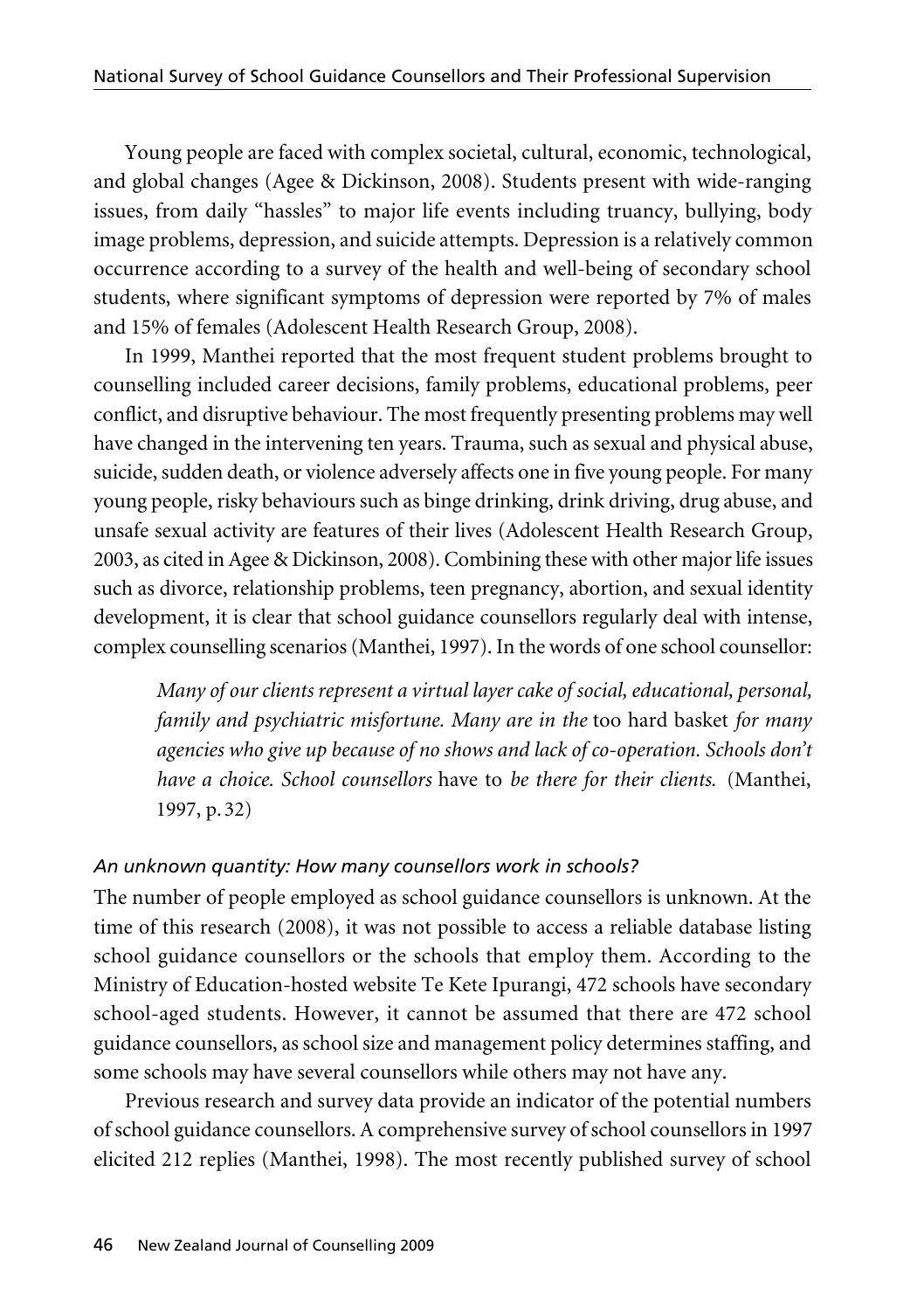Young people are faced with complex societal, cultural, economic, technological, and global changes (Agee & Dickinson, 2008). Students present with wide-ranging issues, from daily "hassles" to major life events including truancy, bullying, body image problems, depression, and suicide attempts. Depression is a relatively common occurrence according to a survey of the health and well-being of secondary school students, where significant symptoms of depression were reported by 7% of males and 15% of females (Adolescent Health Research Group, 2008).

In 1999, Manthei reported that the most frequent student problems brought to counselling included career decisions, family problems, educational problems, peer conflict, and disruptive behaviour. The most frequently presenting problems may well have changed in the intervening ten years. Trauma, such as sexual and physical abuse, suicide, sudden death, or violence adversely affects one in five young people. For many young people, risky behaviours such as binge drinking, drink driving, drug abuse, and unsafe sexual activity are features of their lives (Adolescent Health Research Group, 2003, as cited in Agee & Dickinson, 2008). Combining these with other major life issues such as divorce, relationship problems, teen pregnancy, abortion, and sexual identity development, it is clear that school guidance counsellors regularly deal with intense, complex counselling scenarios (Manthei, 1997). In the words of one school counsellor:

> *Many of our clients represent a virtual layer cake of social, educational, personal, family and psychiatric misfortune. Many are in the* too hard basket *for many agencies who give up because of no shows and lack of co-operation. Schools don't have a choice. School counsellors* have to *be there for their clients.* (Manthei, 1997, p. 32)

### *An unknown quantity: How many counsellors work in schools?*

The number of people employed as school guidance counsellors is unknown. At the time of this research (2008), it was not possible to access a reliable database listing school guidance counsellors or the schools that employ them. According to the Ministry of Education-hosted website Te Kete Ipurangi, 472 schools have secondary school-aged students. However, it cannot be assumed that there are 472 school guidance counsellors, as school size and management policy determines staffing, and some schools may have several counsellors while others may not have any.

Previous research and survey data provide an indicator of the potential numbers of school guidance counsellors. A comprehensive survey of school counsellors in 1997 elicited 212 replies (Manthei, 1998). The most recently published survey of school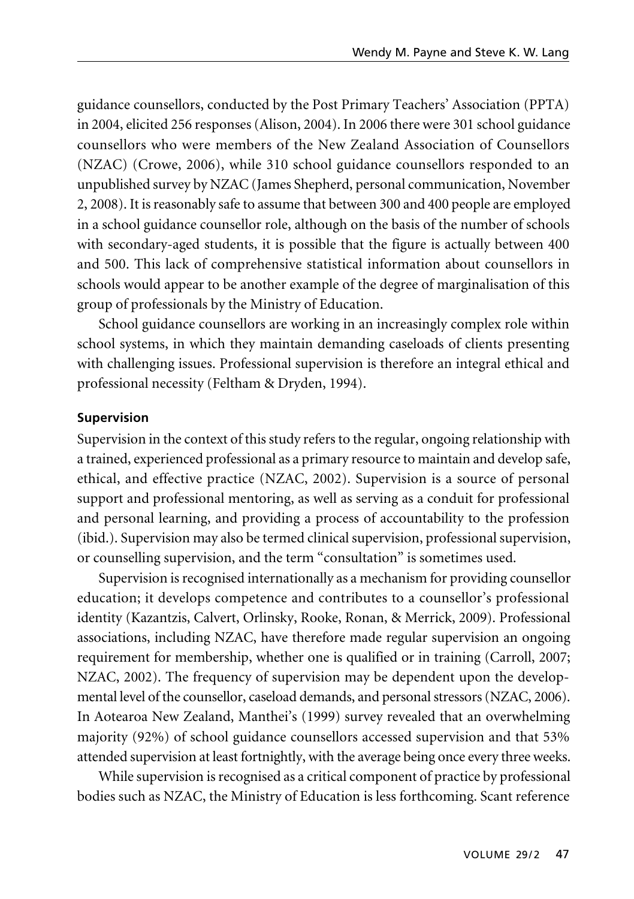guidance counsellors, conducted by the Post Primary Teachers' Association (PPTA) in 2004, elicited 256 responses (Alison, 2004). In 2006 there were 301 school guidance counsellors who were members of the New Zealand Association of Counsellors (NZAC) (Crowe, 2006), while 310 school guidance counsellors responded to an unpublished survey by NZAC (James Shepherd, personal communication, November 2, 2008). It is reasonably safe to assume that between 300 and 400 people are employed in a school guidance counsellor role, although on the basis of the number of schools with secondary-aged students, it is possible that the figure is actually between 400 and 500. This lack of comprehensive statistical information about counsellors in schools would appear to be another example of the degree of marginalisation of this group of professionals by the Ministry of Education.

School guidance counsellors are working in an increasingly complex role within school systems, in which they maintain demanding caseloads of clients presenting with challenging issues. Professional supervision is therefore an integral ethical and professional necessity (Feltham & Dryden, 1994).

### Supervision

Supervision in the context of this study refers to the regular, ongoing relationship with a trained, experienced professional as a primary resource to maintain and develop safe, ethical, and effective practice (NZAC, 2002). Supervision is a source of personal support and professional mentoring, as well as serving as a conduit for professional and personal learning, and providing a process of accountability to the profession (ibid.). Supervision may also be termed clinical supervision, professional supervision, or counselling supervision, and the term "consultation" is sometimes used.

Supervision is recognised internationally as a mechanism for providing counsellor education; it develops competence and contributes to a counsellor's professional identity (Kazantzis, Calvert, Orlinsky, Rooke, Ronan, & Merrick, 2009). Professional associations, including NZAC, have therefore made regular supervision an ongoing requirement for membership, whether one is qualified or in training (Carroll, 2007; NZAC, 2002). The frequency of supervision may be dependent upon the developmental level of the counsellor, caseload demands, and personal stressors (NZAC, 2006). In Aotearoa New Zealand, Manthei's (1999) survey revealed that an overwhelming majority (92%) of school guidance counsellors accessed supervision and that 53% attended supervision at least fortnightly, with the average being once every three weeks.

While supervision is recognised as a critical component of practice by professional bodies such as NZAC, the Ministry of Education is less forthcoming. Scant reference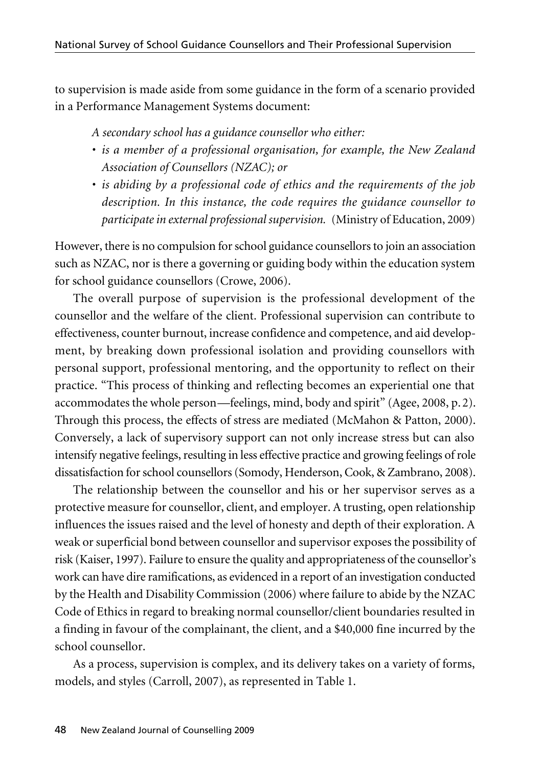to supervision is made aside from some guidance in the form of a scenario provided in a Performance Management Systems document:

> *A secondary school has a guidance counsellor who either:*
> - *is a member of a professional organisation, for example, the New Zealand Association of Counsellors (NZAC); or*
> - *is abiding by a professional code of ethics and the requirements of the job description. In this instance, the code requires the guidance counsellor to participate in external professional supervision.* (Ministry of Education, 2009)

However, there is no compulsion for school guidance counsellors to join an association such as NZAC, nor is there a governing or guiding body within the education system for school guidance counsellors (Crowe, 2006).

The overall purpose of supervision is the professional development of the counsellor and the welfare of the client. Professional supervision can contribute to effectiveness, counter burnout, increase confidence and competence, and aid development, by breaking down professional isolation and providing counsellors with personal support, professional mentoring, and the opportunity to reflect on their practice. "This process of thinking and reflecting becomes an experiential one that accommodates the whole person—feelings, mind, body and spirit" (Agee, 2008, p. 2). Through this process, the effects of stress are mediated (McMahon & Patton, 2000). Conversely, a lack of supervisory support can not only increase stress but can also intensify negative feelings, resulting in less effective practice and growing feelings of role dissatisfaction for school counsellors (Somody, Henderson, Cook, & Zambrano, 2008).

The relationship between the counsellor and his or her supervisor serves as a protective measure for counsellor, client, and employer. A trusting, open relationship influences the issues raised and the level of honesty and depth of their exploration. A weak or superficial bond between counsellor and supervisor exposes the possibility of risk (Kaiser, 1997). Failure to ensure the quality and appropriateness of the counsellor's work can have dire ramifications, as evidenced in a report of an investigation conducted by the Health and Disability Commission (2006) where failure to abide by the NZAC Code of Ethics in regard to breaking normal counsellor/client boundaries resulted in a finding in favour of the complainant, the client, and a $40,000 fine incurred by the school counsellor.

As a process, supervision is complex, and its delivery takes on a variety of forms, models, and styles (Carroll, 2007), as represented in Table 1.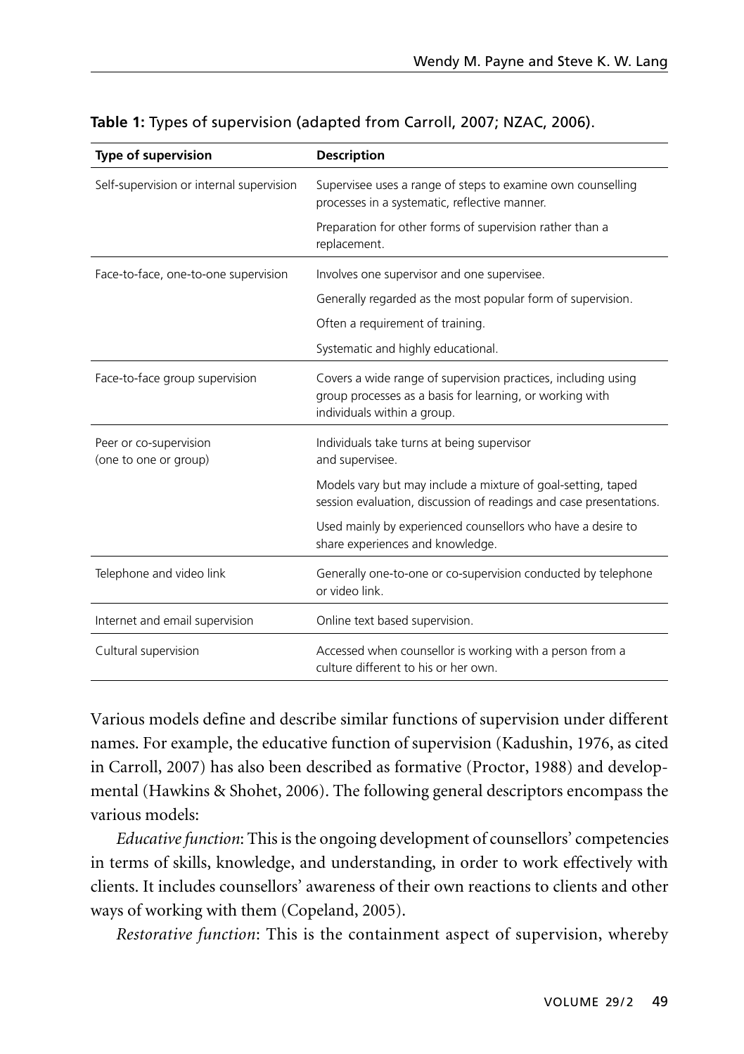**Table 1:** Types of supervision (adapted from Carroll, 2007; NZAC, 2006).

| Type of supervision | Description |
|---|---|
| Self-supervision or internal supervision | Supervisee uses a range of steps to examine own counselling processes in a systematic, reflective manner. |
| | Preparation for other forms of supervision rather than a replacement. |
| Face-to-face, one-to-one supervision | Involves one supervisor and one supervisee. |
| | Generally regarded as the most popular form of supervision. |
| | Often a requirement of training. |
| | Systematic and highly educational. |
| Face-to-face group supervision | Covers a wide range of supervision practices, including using group processes as a basis for learning, or working with individuals within a group. |
| Peer or co-supervision (one to one or group) | Individuals take turns at being supervisor and supervisee. |
| | Models vary but may include a mixture of goal-setting, taped session evaluation, discussion of readings and case presentations. |
| | Used mainly by experienced counsellors who have a desire to share experiences and knowledge. |
| Telephone and video link | Generally one-to-one or co-supervision conducted by telephone or video link. |
| Internet and email supervision | Online text based supervision. |
| Cultural supervision | Accessed when counsellor is working with a person from a culture different to his or her own. |

Various models define and describe similar functions of supervision under different names. For example, the educative function of supervision (Kadushin, 1976, as cited in Carroll, 2007) has also been described as formative (Proctor, 1988) and developmental (Hawkins & Shohet, 2006). The following general descriptors encompass the various models:

*Educative function*: This is the ongoing development of counsellors' competencies in terms of skills, knowledge, and understanding, in order to work effectively with clients. It includes counsellors' awareness of their own reactions to clients and other ways of working with them (Copeland, 2005).

*Restorative function*: This is the containment aspect of supervision, whereby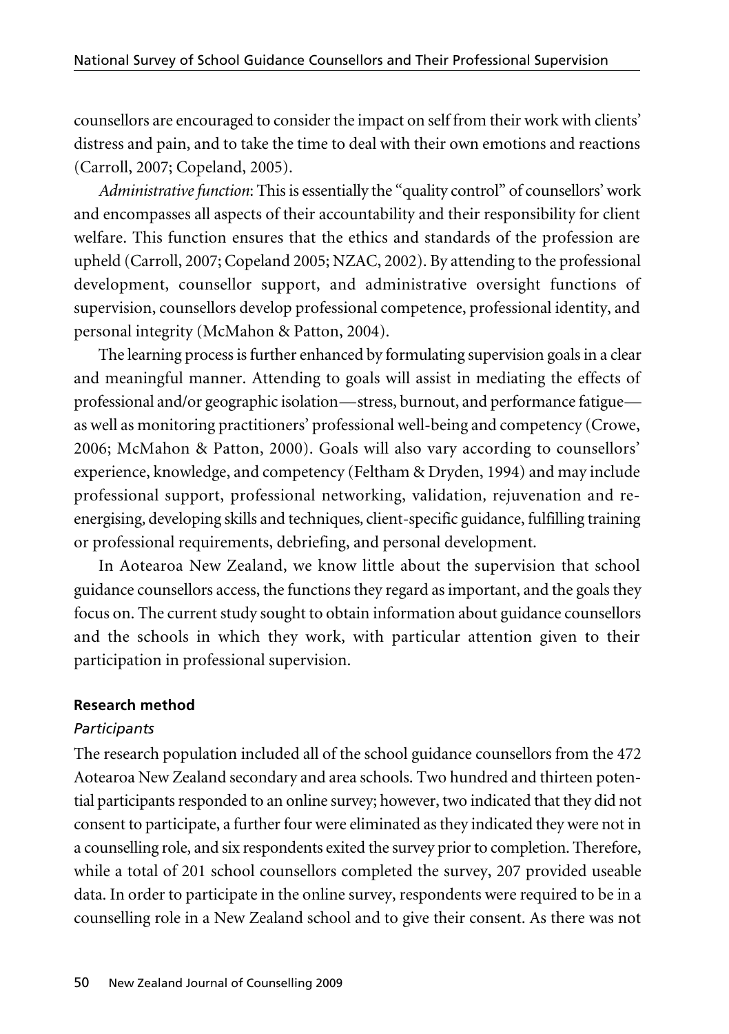counsellors are encouraged to consider the impact on self from their work with clients' distress and pain, and to take the time to deal with their own emotions and reactions (Carroll, 2007; Copeland, 2005).

*Administrative function*: This is essentially the "quality control" of counsellors' work and encompasses all aspects of their accountability and their responsibility for client welfare. This function ensures that the ethics and standards of the profession are upheld (Carroll, 2007; Copeland 2005; NZAC, 2002). By attending to the professional development, counsellor support, and administrative oversight functions of supervision, counsellors develop professional competence, professional identity, and personal integrity (McMahon & Patton, 2004).

The learning process is further enhanced by formulating supervision goals in a clear and meaningful manner. Attending to goals will assist in mediating the effects of professional and/or geographic isolation—stress, burnout, and performance fatigue—as well as monitoring practitioners' professional well-being and competency (Crowe, 2006; McMahon & Patton, 2000). Goals will also vary according to counsellors' experience, knowledge, and competency (Feltham & Dryden, 1994) and may include professional support, professional networking, validation, rejuvenation and re-energising, developing skills and techniques, client-specific guidance, fulfilling training or professional requirements, debriefing, and personal development.

In Aotearoa New Zealand, we know little about the supervision that school guidance counsellors access, the functions they regard as important, and the goals they focus on. The current study sought to obtain information about guidance counsellors and the schools in which they work, with particular attention given to their participation in professional supervision.

## Research method

### *Participants*

The research population included all of the school guidance counsellors from the 472 Aotearoa New Zealand secondary and area schools. Two hundred and thirteen potential participants responded to an online survey; however, two indicated that they did not consent to participate, a further four were eliminated as they indicated they were not in a counselling role, and six respondents exited the survey prior to completion. Therefore, while a total of 201 school counsellors completed the survey, 207 provided useable data. In order to participate in the online survey, respondents were required to be in a counselling role in a New Zealand school and to give their consent. As there was not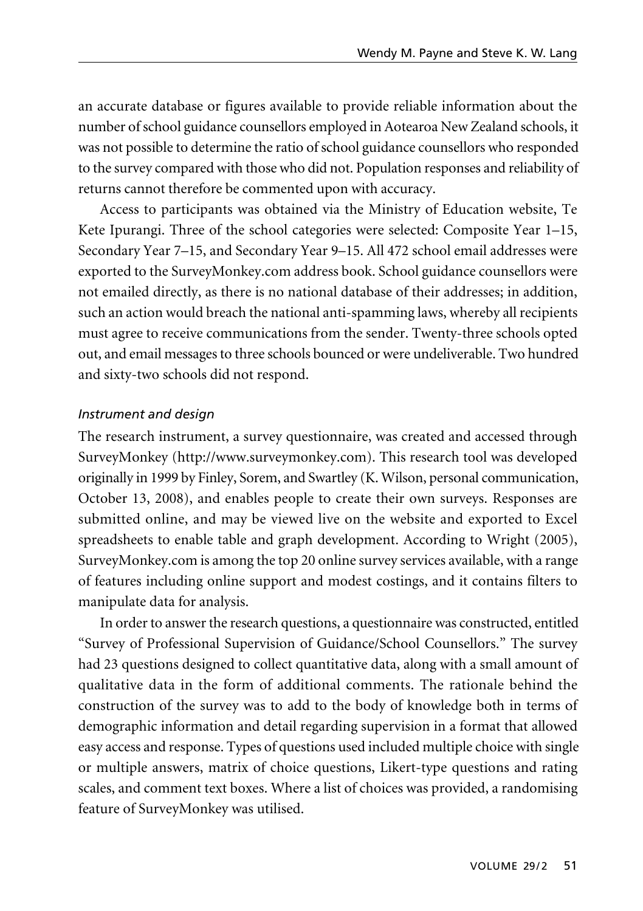an accurate database or figures available to provide reliable information about the number of school guidance counsellors employed in Aotearoa New Zealand schools, it was not possible to determine the ratio of school guidance counsellors who responded to the survey compared with those who did not. Population responses and reliability of returns cannot therefore be commented upon with accuracy.

Access to participants was obtained via the Ministry of Education website, Te Kete Ipurangi. Three of the school categories were selected: Composite Year 1–15, Secondary Year 7–15, and Secondary Year 9–15. All 472 school email addresses were exported to the SurveyMonkey.com address book. School guidance counsellors were not emailed directly, as there is no national database of their addresses; in addition, such an action would breach the national anti-spamming laws, whereby all recipients must agree to receive communications from the sender. Twenty-three schools opted out, and email messages to three schools bounced or were undeliverable. Two hundred and sixty-two schools did not respond.

### *Instrument and design*

The research instrument, a survey questionnaire, was created and accessed through SurveyMonkey (http://www.surveymonkey.com). This research tool was developed originally in 1999 by Finley, Sorem, and Swartley (K. Wilson, personal communication, October 13, 2008), and enables people to create their own surveys. Responses are submitted online, and may be viewed live on the website and exported to Excel spreadsheets to enable table and graph development. According to Wright (2005), SurveyMonkey.com is among the top 20 online survey services available, with a range of features including online support and modest costings, and it contains filters to manipulate data for analysis.

In order to answer the research questions, a questionnaire was constructed, entitled "Survey of Professional Supervision of Guidance/School Counsellors." The survey had 23 questions designed to collect quantitative data, along with a small amount of qualitative data in the form of additional comments. The rationale behind the construction of the survey was to add to the body of knowledge both in terms of demographic information and detail regarding supervision in a format that allowed easy access and response. Types of questions used included multiple choice with single or multiple answers, matrix of choice questions, Likert-type questions and rating scales, and comment text boxes. Where a list of choices was provided, a randomising feature of SurveyMonkey was utilised.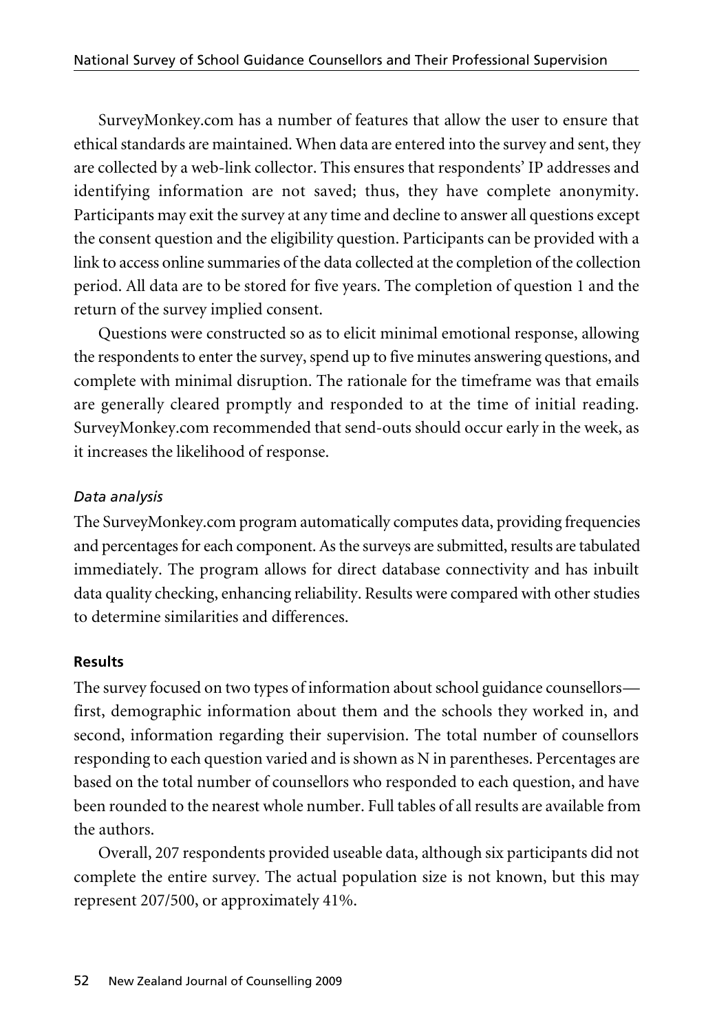SurveyMonkey.com has a number of features that allow the user to ensure that ethical standards are maintained. When data are entered into the survey and sent, they are collected by a web-link collector. This ensures that respondents' IP addresses and identifying information are not saved; thus, they have complete anonymity. Participants may exit the survey at any time and decline to answer all questions except the consent question and the eligibility question. Participants can be provided with a link to access online summaries of the data collected at the completion of the collection period. All data are to be stored for five years. The completion of question 1 and the return of the survey implied consent.

Questions were constructed so as to elicit minimal emotional response, allowing the respondents to enter the survey, spend up to five minutes answering questions, and complete with minimal disruption. The rationale for the timeframe was that emails are generally cleared promptly and responded to at the time of initial reading. SurveyMonkey.com recommended that send-outs should occur early in the week, as it increases the likelihood of response.

*Data analysis*

The SurveyMonkey.com program automatically computes data, providing frequencies and percentages for each component. As the surveys are submitted, results are tabulated immediately. The program allows for direct database connectivity and has inbuilt data quality checking, enhancing reliability. Results were compared with other studies to determine similarities and differences.

## Results

The survey focused on two types of information about school guidance counsellors—first, demographic information about them and the schools they worked in, and second, information regarding their supervision. The total number of counsellors responding to each question varied and is shown as N in parentheses. Percentages are based on the total number of counsellors who responded to each question, and have been rounded to the nearest whole number. Full tables of all results are available from the authors.

Overall, 207 respondents provided useable data, although six participants did not complete the entire survey. The actual population size is not known, but this may represent 207/500, or approximately 41%.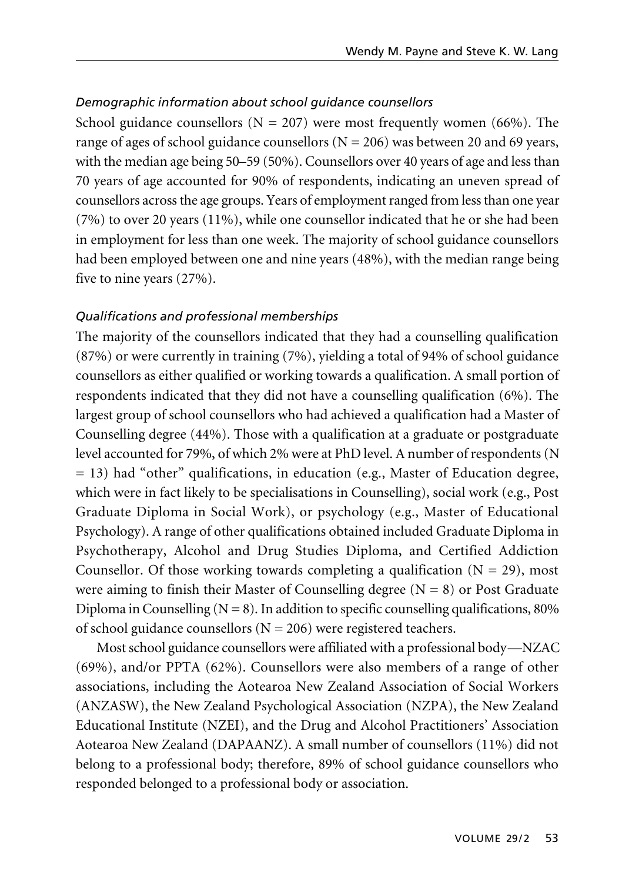### *Demographic information about school guidance counsellors*

School guidance counsellors (N = 207) were most frequently women (66%). The range of ages of school guidance counsellors (N = 206) was between 20 and 69 years, with the median age being 50–59 (50%). Counsellors over 40 years of age and less than 70 years of age accounted for 90% of respondents, indicating an uneven spread of counsellors across the age groups. Years of employment ranged from less than one year (7%) to over 20 years (11%), while one counsellor indicated that he or she had been in employment for less than one week. The majority of school guidance counsellors had been employed between one and nine years (48%), with the median range being five to nine years (27%).

### *Qualifications and professional memberships*

The majority of the counsellors indicated that they had a counselling qualification (87%) or were currently in training (7%), yielding a total of 94% of school guidance counsellors as either qualified or working towards a qualification. A small portion of respondents indicated that they did not have a counselling qualification (6%). The largest group of school counsellors who had achieved a qualification had a Master of Counselling degree (44%). Those with a qualification at a graduate or postgraduate level accounted for 79%, of which 2% were at PhD level. A number of respondents (N = 13) had "other" qualifications, in education (e.g., Master of Education degree, which were in fact likely to be specialisations in Counselling), social work (e.g., Post Graduate Diploma in Social Work), or psychology (e.g., Master of Educational Psychology). A range of other qualifications obtained included Graduate Diploma in Psychotherapy, Alcohol and Drug Studies Diploma, and Certified Addiction Counsellor. Of those working towards completing a qualification (N = 29), most were aiming to finish their Master of Counselling degree (N = 8) or Post Graduate Diploma in Counselling (N = 8). In addition to specific counselling qualifications, 80% of school guidance counsellors (N = 206) were registered teachers.

Most school guidance counsellors were affiliated with a professional body—NZAC (69%), and/or PPTA (62%). Counsellors were also members of a range of other associations, including the Aotearoa New Zealand Association of Social Workers (ANZASW), the New Zealand Psychological Association (NZPA), the New Zealand Educational Institute (NZEI), and the Drug and Alcohol Practitioners' Association Aotearoa New Zealand (DAPAANZ). A small number of counsellors (11%) did not belong to a professional body; therefore, 89% of school guidance counsellors who responded belonged to a professional body or association.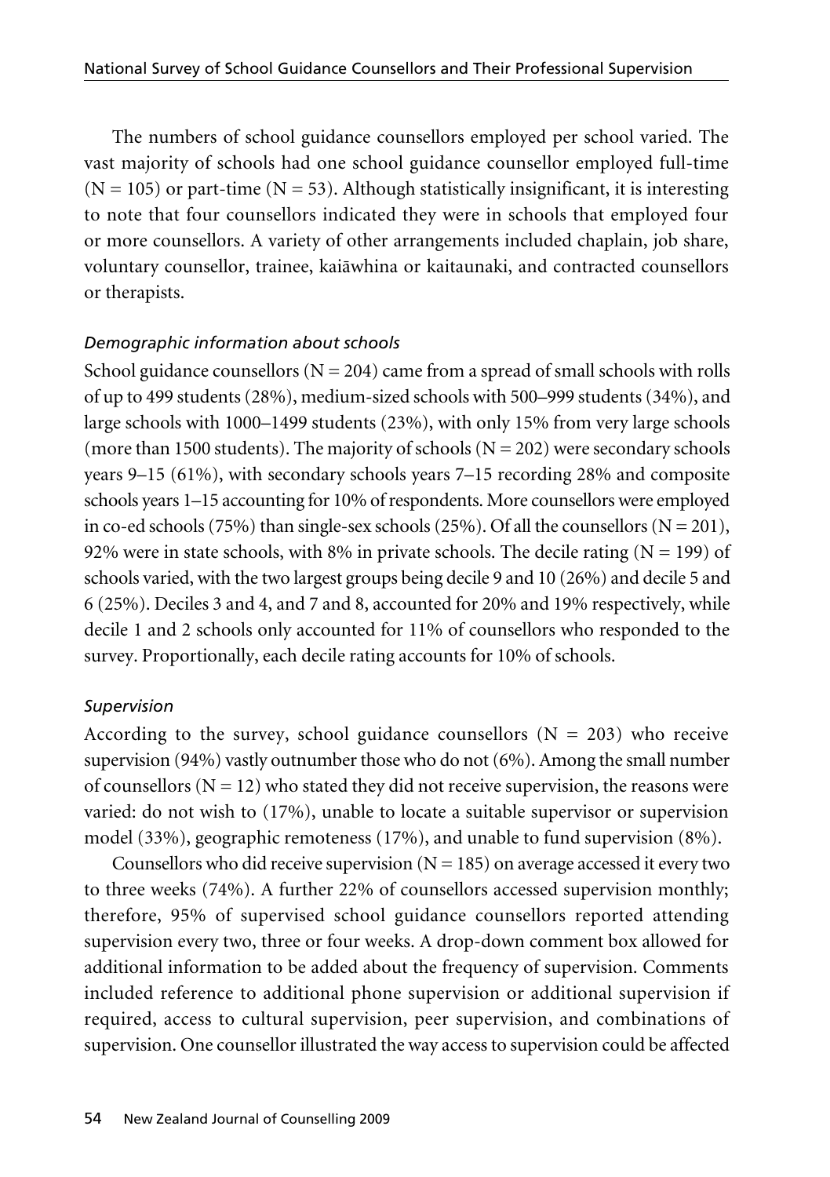The numbers of school guidance counsellors employed per school varied. The vast majority of schools had one school guidance counsellor employed full-time (N = 105) or part-time (N = 53). Although statistically insignificant, it is interesting to note that four counsellors indicated they were in schools that employed four or more counsellors. A variety of other arrangements included chaplain, job share, voluntary counsellor, trainee, kaiāwhina or kaitaunaki, and contracted counsellors or therapists.

*Demographic information about schools*

School guidance counsellors (N = 204) came from a spread of small schools with rolls of up to 499 students (28%), medium-sized schools with 500–999 students (34%), and large schools with 1000–1499 students (23%), with only 15% from very large schools (more than 1500 students). The majority of schools (N = 202) were secondary schools years 9–15 (61%), with secondary schools years 7–15 recording 28% and composite schools years 1–15 accounting for 10% of respondents. More counsellors were employed in co-ed schools (75%) than single-sex schools (25%). Of all the counsellors (N = 201), 92% were in state schools, with 8% in private schools. The decile rating (N = 199) of schools varied, with the two largest groups being decile 9 and 10 (26%) and decile 5 and 6 (25%). Deciles 3 and 4, and 7 and 8, accounted for 20% and 19% respectively, while decile 1 and 2 schools only accounted for 11% of counsellors who responded to the survey. Proportionally, each decile rating accounts for 10% of schools.

*Supervision*

According to the survey, school guidance counsellors (N = 203) who receive supervision (94%) vastly outnumber those who do not (6%). Among the small number of counsellors (N = 12) who stated they did not receive supervision, the reasons were varied: do not wish to (17%), unable to locate a suitable supervisor or supervision model (33%), geographic remoteness (17%), and unable to fund supervision (8%).

Counsellors who did receive supervision (N = 185) on average accessed it every two to three weeks (74%). A further 22% of counsellors accessed supervision monthly; therefore, 95% of supervised school guidance counsellors reported attending supervision every two, three or four weeks. A drop-down comment box allowed for additional information to be added about the frequency of supervision. Comments included reference to additional phone supervision or additional supervision if required, access to cultural supervision, peer supervision, and combinations of supervision. One counsellor illustrated the way access to supervision could be affected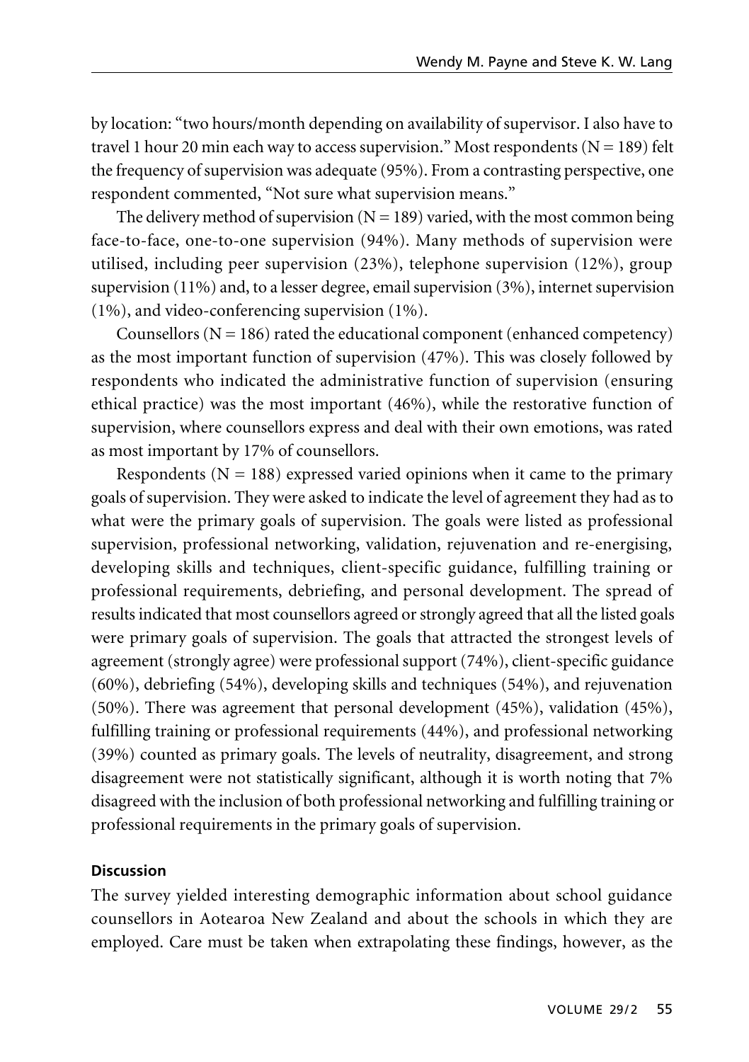by location: "two hours/month depending on availability of supervisor. I also have to travel 1 hour 20 min each way to access supervision." Most respondents (N = 189) felt the frequency of supervision was adequate (95%). From a contrasting perspective, one respondent commented, "Not sure what supervision means."

The delivery method of supervision (N = 189) varied, with the most common being face-to-face, one-to-one supervision (94%). Many methods of supervision were utilised, including peer supervision (23%), telephone supervision (12%), group supervision (11%) and, to a lesser degree, email supervision (3%), internet supervision (1%), and video-conferencing supervision (1%).

Counsellors (N = 186) rated the educational component (enhanced competency) as the most important function of supervision (47%). This was closely followed by respondents who indicated the administrative function of supervision (ensuring ethical practice) was the most important (46%), while the restorative function of supervision, where counsellors express and deal with their own emotions, was rated as most important by 17% of counsellors.

Respondents (N = 188) expressed varied opinions when it came to the primary goals of supervision. They were asked to indicate the level of agreement they had as to what were the primary goals of supervision. The goals were listed as professional supervision, professional networking, validation, rejuvenation and re-energising, developing skills and techniques, client-specific guidance, fulfilling training or professional requirements, debriefing, and personal development. The spread of results indicated that most counsellors agreed or strongly agreed that all the listed goals were primary goals of supervision. The goals that attracted the strongest levels of agreement (strongly agree) were professional support (74%), client-specific guidance (60%), debriefing (54%), developing skills and techniques (54%), and rejuvenation (50%). There was agreement that personal development (45%), validation (45%), fulfilling training or professional requirements (44%), and professional networking (39%) counted as primary goals. The levels of neutrality, disagreement, and strong disagreement were not statistically significant, although it is worth noting that 7% disagreed with the inclusion of both professional networking and fulfilling training or professional requirements in the primary goals of supervision.

## Discussion

The survey yielded interesting demographic information about school guidance counsellors in Aotearoa New Zealand and about the schools in which they are employed. Care must be taken when extrapolating these findings, however, as the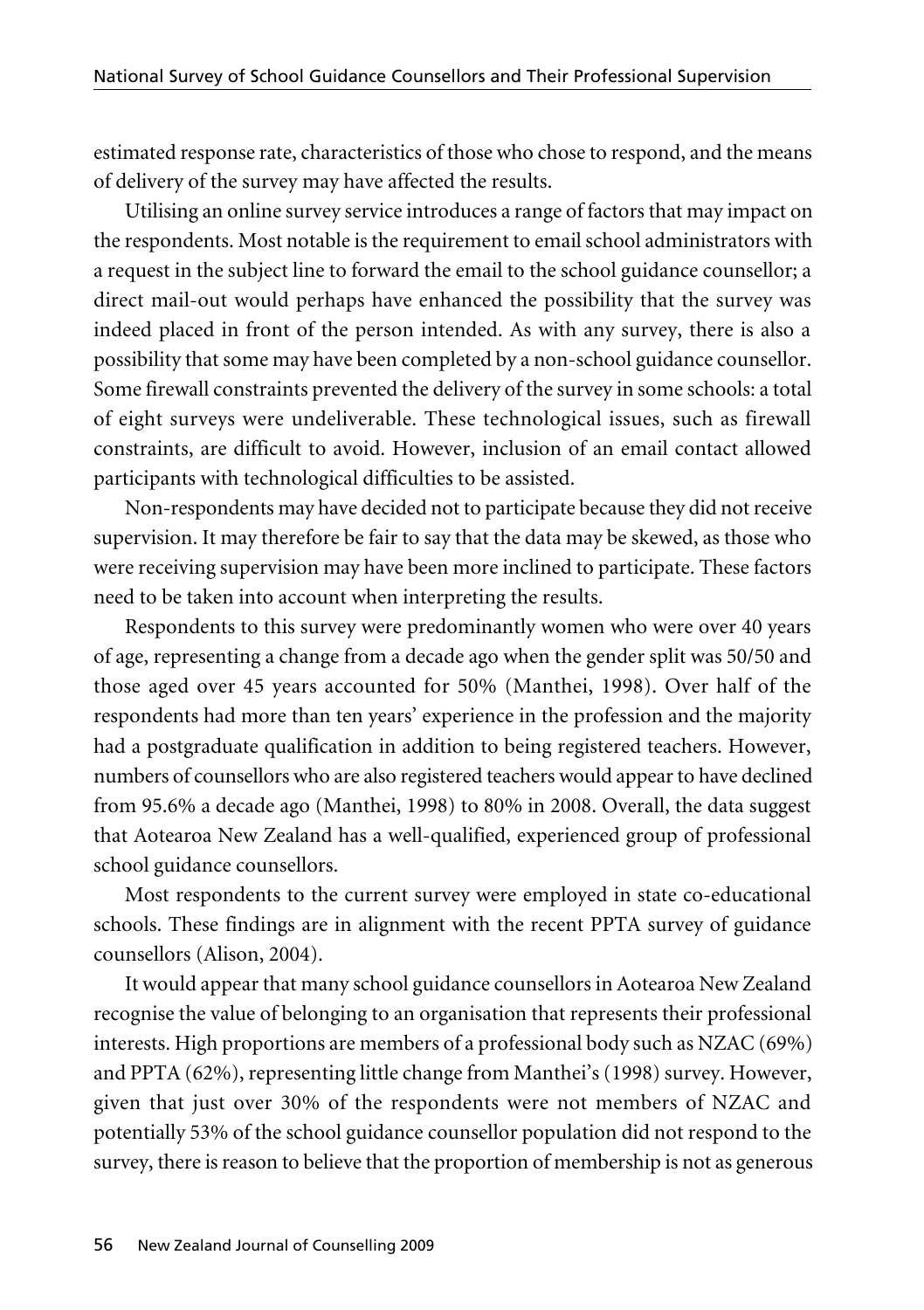estimated response rate, characteristics of those who chose to respond, and the means of delivery of the survey may have affected the results.

Utilising an online survey service introduces a range of factors that may impact on the respondents. Most notable is the requirement to email school administrators with a request in the subject line to forward the email to the school guidance counsellor; a direct mail-out would perhaps have enhanced the possibility that the survey was indeed placed in front of the person intended. As with any survey, there is also a possibility that some may have been completed by a non-school guidance counsellor. Some firewall constraints prevented the delivery of the survey in some schools: a total of eight surveys were undeliverable. These technological issues, such as firewall constraints, are difficult to avoid. However, inclusion of an email contact allowed participants with technological difficulties to be assisted.

Non-respondents may have decided not to participate because they did not receive supervision. It may therefore be fair to say that the data may be skewed, as those who were receiving supervision may have been more inclined to participate. These factors need to be taken into account when interpreting the results.

Respondents to this survey were predominantly women who were over 40 years of age, representing a change from a decade ago when the gender split was 50/50 and those aged over 45 years accounted for 50% (Manthei, 1998). Over half of the respondents had more than ten years' experience in the profession and the majority had a postgraduate qualification in addition to being registered teachers. However, numbers of counsellors who are also registered teachers would appear to have declined from 95.6% a decade ago (Manthei, 1998) to 80% in 2008. Overall, the data suggest that Aotearoa New Zealand has a well-qualified, experienced group of professional school guidance counsellors.

Most respondents to the current survey were employed in state co-educational schools. These findings are in alignment with the recent PPTA survey of guidance counsellors (Alison, 2004).

It would appear that many school guidance counsellors in Aotearoa New Zealand recognise the value of belonging to an organisation that represents their professional interests. High proportions are members of a professional body such as NZAC (69%) and PPTA (62%), representing little change from Manthei's (1998) survey. However, given that just over 30% of the respondents were not members of NZAC and potentially 53% of the school guidance counsellor population did not respond to the survey, there is reason to believe that the proportion of membership is not as generous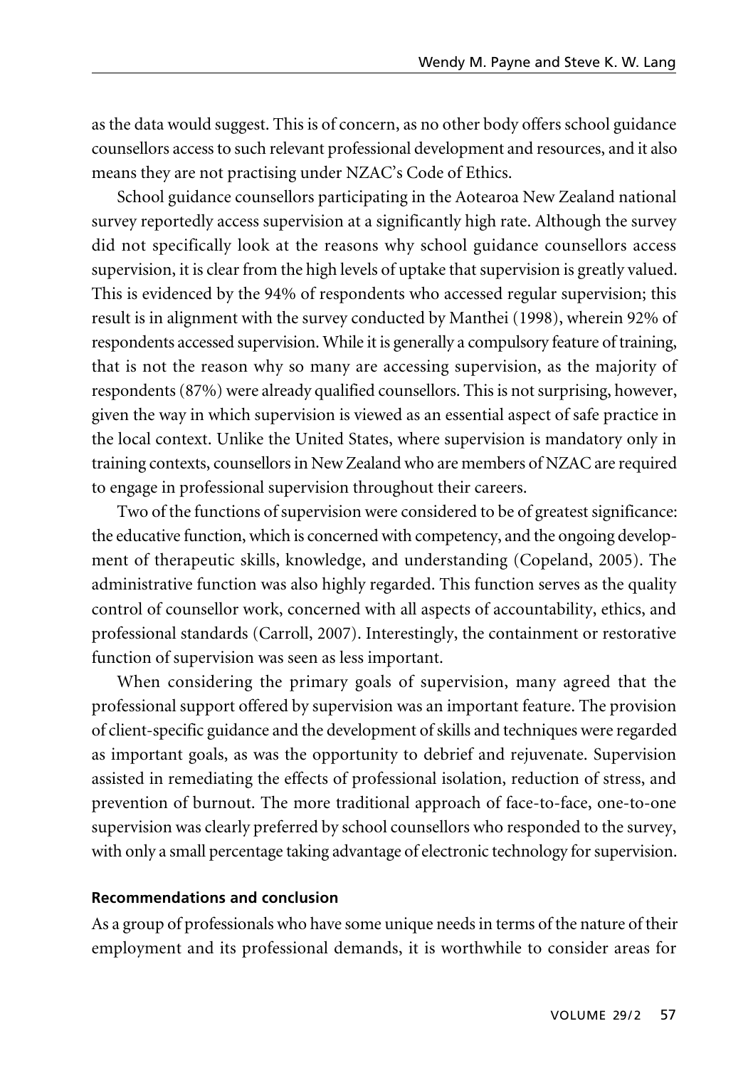as the data would suggest. This is of concern, as no other body offers school guidance counsellors access to such relevant professional development and resources, and it also means they are not practising under NZAC's Code of Ethics.

School guidance counsellors participating in the Aotearoa New Zealand national survey reportedly access supervision at a significantly high rate. Although the survey did not specifically look at the reasons why school guidance counsellors access supervision, it is clear from the high levels of uptake that supervision is greatly valued. This is evidenced by the 94% of respondents who accessed regular supervision; this result is in alignment with the survey conducted by Manthei (1998), wherein 92% of respondents accessed supervision. While it is generally a compulsory feature of training, that is not the reason why so many are accessing supervision, as the majority of respondents (87%) were already qualified counsellors. This is not surprising, however, given the way in which supervision is viewed as an essential aspect of safe practice in the local context. Unlike the United States, where supervision is mandatory only in training contexts, counsellors in New Zealand who are members of NZAC are required to engage in professional supervision throughout their careers.

Two of the functions of supervision were considered to be of greatest significance: the educative function, which is concerned with competency, and the ongoing development of therapeutic skills, knowledge, and understanding (Copeland, 2005). The administrative function was also highly regarded. This function serves as the quality control of counsellor work, concerned with all aspects of accountability, ethics, and professional standards (Carroll, 2007). Interestingly, the containment or restorative function of supervision was seen as less important.

When considering the primary goals of supervision, many agreed that the professional support offered by supervision was an important feature. The provision of client-specific guidance and the development of skills and techniques were regarded as important goals, as was the opportunity to debrief and rejuvenate. Supervision assisted in remediating the effects of professional isolation, reduction of stress, and prevention of burnout. The more traditional approach of face-to-face, one-to-one supervision was clearly preferred by school counsellors who responded to the survey, with only a small percentage taking advantage of electronic technology for supervision.

**Recommendations and conclusion**

As a group of professionals who have some unique needs in terms of the nature of their employment and its professional demands, it is worthwhile to consider areas for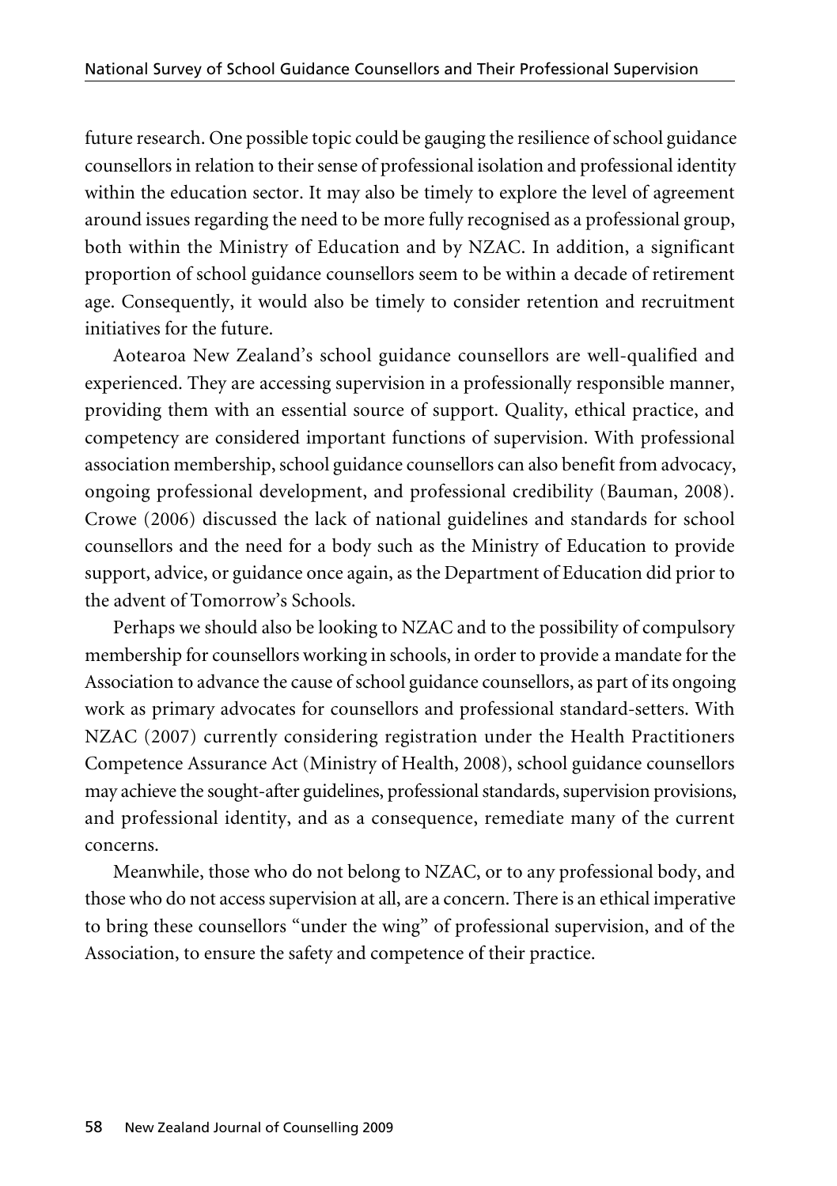future research. One possible topic could be gauging the resilience of school guidance counsellors in relation to their sense of professional isolation and professional identity within the education sector. It may also be timely to explore the level of agreement around issues regarding the need to be more fully recognised as a professional group, both within the Ministry of Education and by NZAC. In addition, a significant proportion of school guidance counsellors seem to be within a decade of retirement age. Consequently, it would also be timely to consider retention and recruitment initiatives for the future.

Aotearoa New Zealand's school guidance counsellors are well-qualified and experienced. They are accessing supervision in a professionally responsible manner, providing them with an essential source of support. Quality, ethical practice, and competency are considered important functions of supervision. With professional association membership, school guidance counsellors can also benefit from advocacy, ongoing professional development, and professional credibility (Bauman, 2008). Crowe (2006) discussed the lack of national guidelines and standards for school counsellors and the need for a body such as the Ministry of Education to provide support, advice, or guidance once again, as the Department of Education did prior to the advent of Tomorrow's Schools.

Perhaps we should also be looking to NZAC and to the possibility of compulsory membership for counsellors working in schools, in order to provide a mandate for the Association to advance the cause of school guidance counsellors, as part of its ongoing work as primary advocates for counsellors and professional standard-setters. With NZAC (2007) currently considering registration under the Health Practitioners Competence Assurance Act (Ministry of Health, 2008), school guidance counsellors may achieve the sought-after guidelines, professional standards, supervision provisions, and professional identity, and as a consequence, remediate many of the current concerns.

Meanwhile, those who do not belong to NZAC, or to any professional body, and those who do not access supervision at all, are a concern. There is an ethical imperative to bring these counsellors "under the wing" of professional supervision, and of the Association, to ensure the safety and competence of their practice.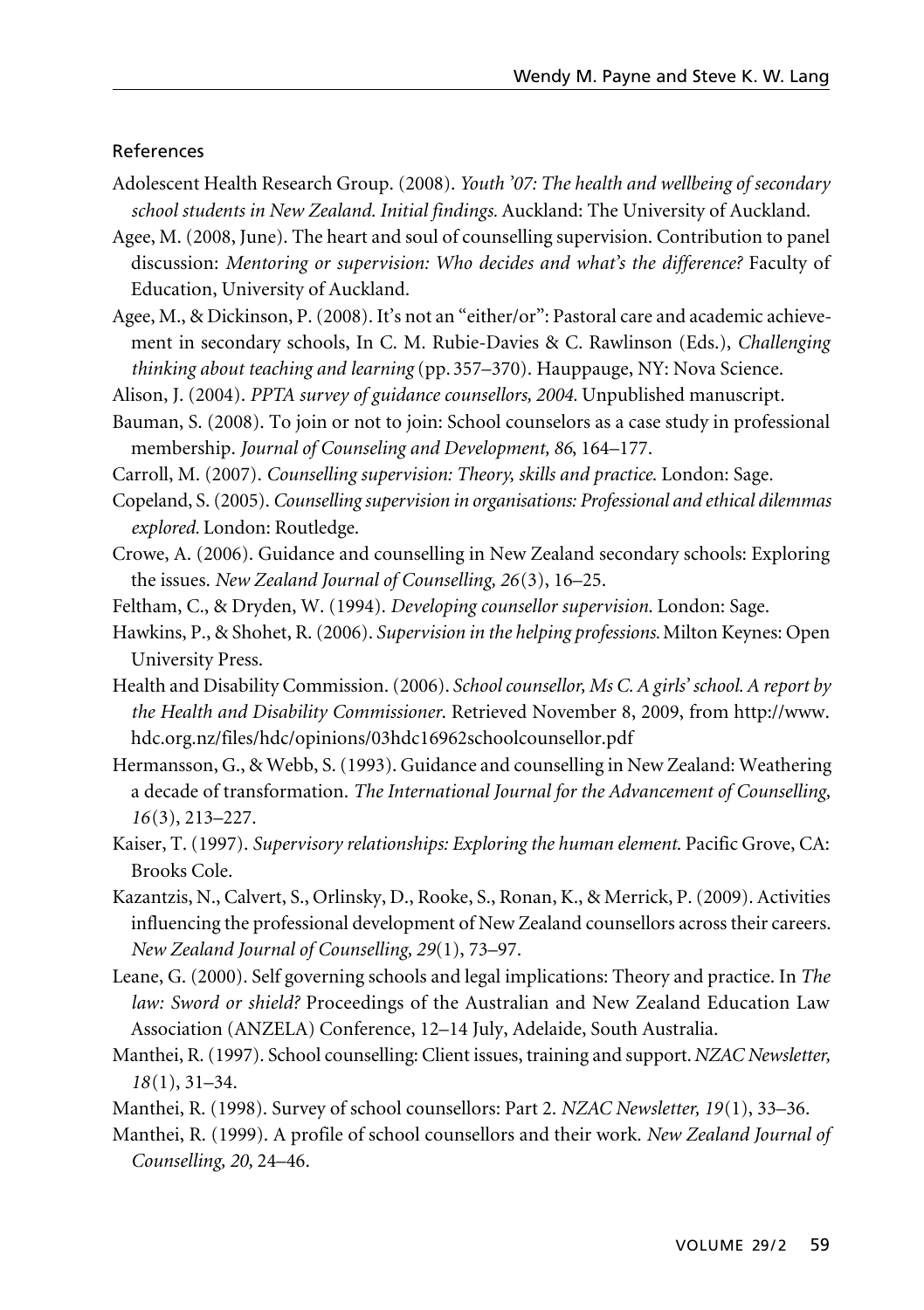## References

Adolescent Health Research Group. (2008). *Youth '07: The health and wellbeing of secondary school students in New Zealand. Initial findings.* Auckland: The University of Auckland.

Agee, M. (2008, June). The heart and soul of counselling supervision. Contribution to panel discussion: *Mentoring or supervision: Who decides and what's the difference?* Faculty of Education, University of Auckland.

Agee, M., & Dickinson, P. (2008). It's not an "either/or": Pastoral care and academic achievement in secondary schools, In C. M. Rubie-Davies & C. Rawlinson (Eds.), *Challenging thinking about teaching and learning* (pp. 357–370). Hauppauge, NY: Nova Science.

Alison, J. (2004). *PPTA survey of guidance counsellors, 2004.* Unpublished manuscript.

Bauman, S. (2008). To join or not to join: School counselors as a case study in professional membership. *Journal of Counseling and Development, 86*, 164–177.

Carroll, M. (2007). *Counselling supervision: Theory, skills and practice.* London: Sage.

Copeland, S. (2005). *Counselling supervision in organisations: Professional and ethical dilemmas explored.* London: Routledge.

Crowe, A. (2006). Guidance and counselling in New Zealand secondary schools: Exploring the issues. *New Zealand Journal of Counselling, 26*(3), 16–25.

Feltham, C., & Dryden, W. (1994). *Developing counsellor supervision.* London: Sage.

Hawkins, P., & Shohet, R. (2006). *Supervision in the helping professions.* Milton Keynes: Open University Press.

Health and Disability Commission. (2006). *School counsellor, Ms C. A girls' school. A report by the Health and Disability Commissioner.* Retrieved November 8, 2009, from http://www.hdc.org.nz/files/hdc/opinions/03hdc16962schoolcounsellor.pdf

Hermansson, G., & Webb, S. (1993). Guidance and counselling in New Zealand: Weathering a decade of transformation. *The International Journal for the Advancement of Counselling, 16*(3), 213–227.

Kaiser, T. (1997). *Supervisory relationships: Exploring the human element.* Pacific Grove, CA: Brooks Cole.

Kazantzis, N., Calvert, S., Orlinsky, D., Rooke, S., Ronan, K., & Merrick, P. (2009). Activities influencing the professional development of New Zealand counsellors across their careers. *New Zealand Journal of Counselling, 29*(1), 73–97.

Leane, G. (2000). Self governing schools and legal implications: Theory and practice. In *The law: Sword or shield?* Proceedings of the Australian and New Zealand Education Law Association (ANZELA) Conference, 12–14 July, Adelaide, South Australia.

Manthei, R. (1997). School counselling: Client issues, training and support. *NZAC Newsletter, 18*(1), 31–34.

Manthei, R. (1998). Survey of school counsellors: Part 2. *NZAC Newsletter, 19*(1), 33–36.

Manthei, R. (1999). A profile of school counsellors and their work. *New Zealand Journal of Counselling, 20,* 24–46.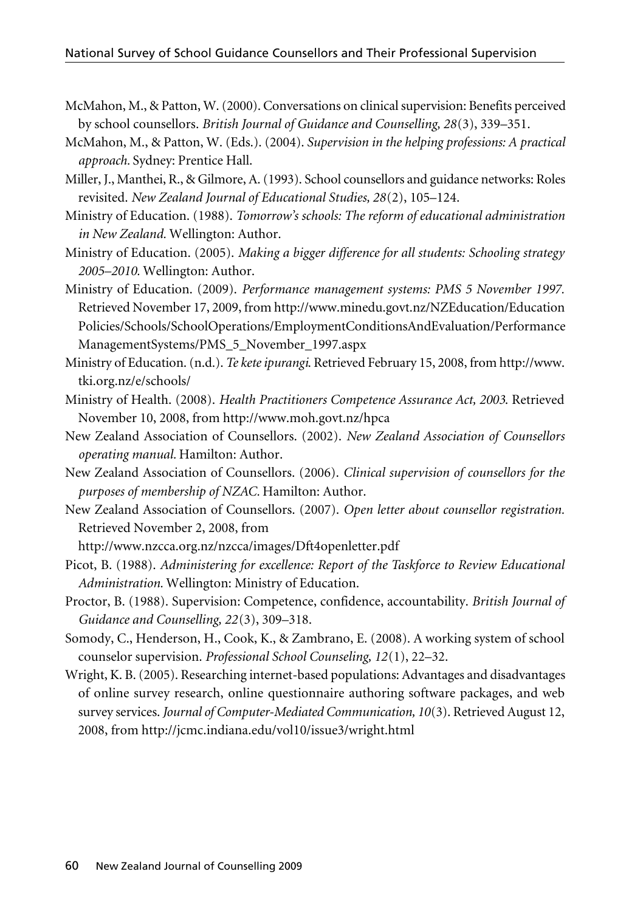McMahon, M., & Patton, W. (2000). Conversations on clinical supervision: Benefits perceived by school counsellors. *British Journal of Guidance and Counselling, 28*(3), 339–351.

McMahon, M., & Patton, W. (Eds.). (2004). *Supervision in the helping professions: A practical approach.* Sydney: Prentice Hall.

Miller, J., Manthei, R., & Gilmore, A. (1993). School counsellors and guidance networks: Roles revisited. *New Zealand Journal of Educational Studies, 28*(2), 105–124.

Ministry of Education. (1988). *Tomorrow's schools: The reform of educational administration in New Zealand.* Wellington: Author.

Ministry of Education. (2005). *Making a bigger difference for all students: Schooling strategy 2005–2010.* Wellington: Author.

Ministry of Education. (2009). *Performance management systems: PMS 5 November 1997.* Retrieved November 17, 2009, from http://www.minedu.govt.nz/NZEducation/EducationPolicies/Schools/SchoolOperations/EmploymentConditionsAndEvaluation/PerformanceManagementSystems/PMS_5_November_1997.aspx

Ministry of Education. (n.d.). *Te kete ipurangi.* Retrieved February 15, 2008, from http://www.tki.org.nz/e/schools/

Ministry of Health. (2008). *Health Practitioners Competence Assurance Act, 2003.* Retrieved November 10, 2008, from http://www.moh.govt.nz/hpca

New Zealand Association of Counsellors. (2002). *New Zealand Association of Counsellors operating manual.* Hamilton: Author.

New Zealand Association of Counsellors. (2006). *Clinical supervision of counsellors for the purposes of membership of NZAC.* Hamilton: Author.

New Zealand Association of Counsellors. (2007). *Open letter about counsellor registration.* Retrieved November 2, 2008, from http://www.nzcca.org.nz/nzcca/images/Dft4openletter.pdf

Picot, B. (1988). *Administering for excellence: Report of the Taskforce to Review Educational Administration.* Wellington: Ministry of Education.

Proctor, B. (1988). Supervision: Competence, confidence, accountability. *British Journal of Guidance and Counselling, 22*(3), 309–318.

Somody, C., Henderson, H., Cook, K., & Zambrano, E. (2008). A working system of school counselor supervision. *Professional School Counseling, 12*(1), 22–32.

Wright, K. B. (2005). Researching internet-based populations: Advantages and disadvantages of online survey research, online questionnaire authoring software packages, and web survey services. *Journal of Computer-Mediated Communication, 10*(3). Retrieved August 12, 2008, from http://jcmc.indiana.edu/vol10/issue3/wright.html